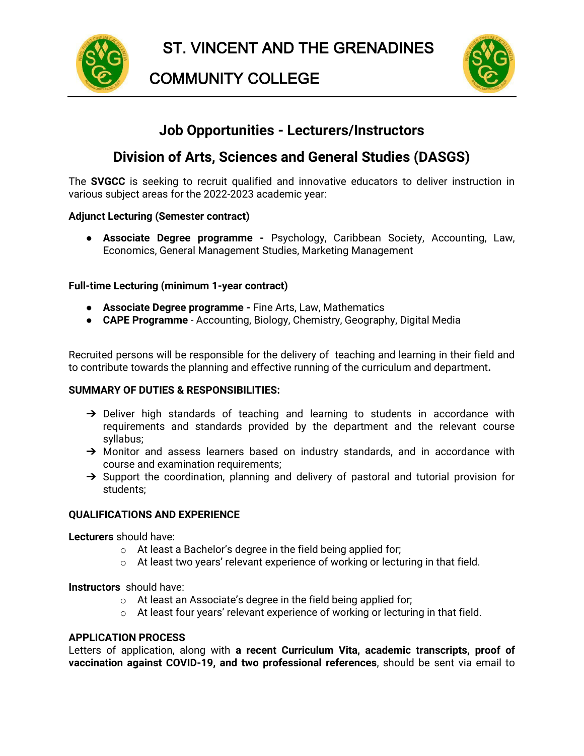# ST. VINCENT AND THE GRENADINES COMMUNITY COLLEGE

## Job Opportunities - Lecturers/Instructors

## Division of Arts, Sciences and General Studies (DASGS)

The **SVGCC** is seeking to recruit qualified and innovative educators to deliver instruction in various subject areas for the 2022-2023 academic year:

**Adjunct Lecturing (Semester contract)**

- **Associate Degree programme -** Psychology, Caribbean Society, Accounting, Law, Economics, General Management Studies, Marketing Management

**Full-time Lecturing (minimum 1-year contract)**

- **Associate Degree programme -** Fine Arts, Law, Mathematics
- **CAPE Programme** - Accounting, Biology, Chemistry, Geography, Digital Media

Recruited persons will be responsible for the delivery of teaching and learning in their field and to contribute towards the planning and effective running of the curriculum and department**.**

**SUMMARY OF DUTIES & RESPONSIBILITIES:**

- ➔ Deliver high standards of teaching and learning to students in accordance with requirements and standards provided by the department and the relevant course syllabus;
- ➔ Monitor and assess learners based on industry standards, and in accordance with course and examination requirements;
- ➔ Support the coordination, planning and delivery of pastoral and tutorial provision for students;

**QUALIFICATIONS AND EXPERIENCE**

**Lecturers** should have:

- At least a Bachelor's degree in the field being applied for;
- At least two years' relevant experience of working or lecturing in that field.

**Instructors** should have:

- At least an Associate's degree in the field being applied for;
- At least four years' relevant experience of working or lecturing in that field.

**APPLICATION PROCESS**

Letters of application, along with **a recent Curriculum Vita, academic transcripts, proof of vaccination against COVID-19, and two professional references**, should be sent via email to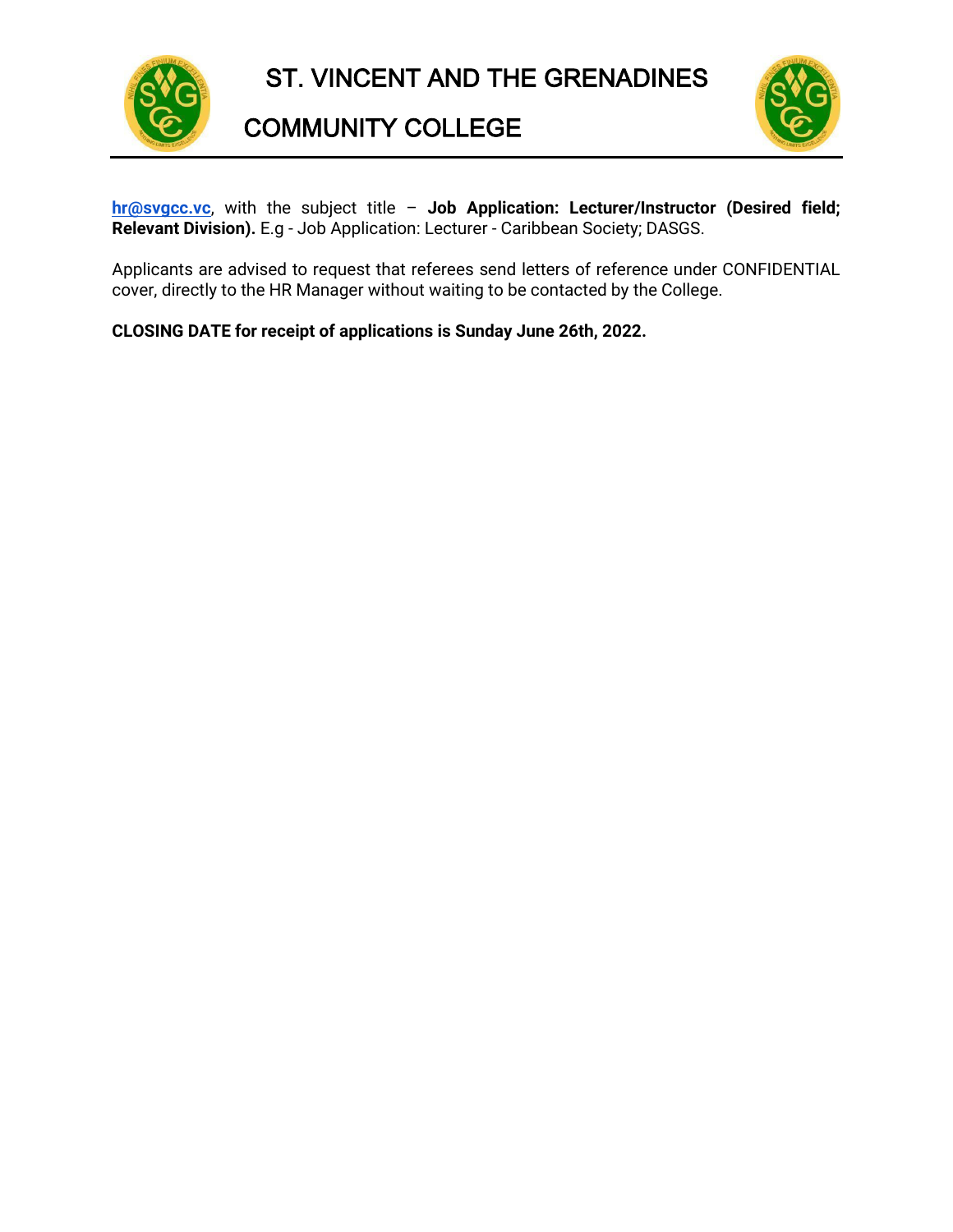**hr@svgcc.vc**, with the subject title – **Job Application: Lecturer/Instructor (Desired field; Relevant Division).** E.g - Job Application: Lecturer - Caribbean Society; DASGS.

Applicants are advised to request that referees send letters of reference under CONFIDENTIAL cover, directly to the HR Manager without waiting to be contacted by the College.

**CLOSING DATE for receipt of applications is Sunday June 26th, 2022.**